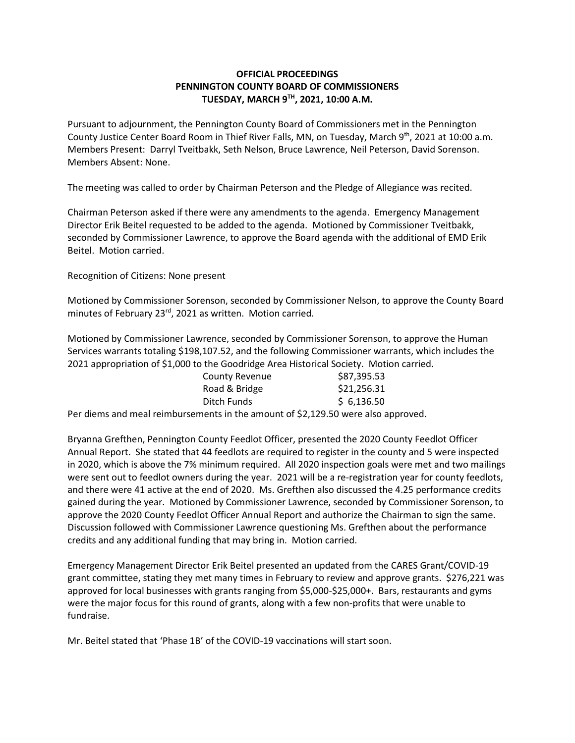**OFFICIAL PROCEEDINGS**
**PENNINGTON COUNTY BOARD OF COMMISSIONERS**
**TUESDAY, MARCH 9TH, 2021, 10:00 A.M.**

Pursuant to adjournment, the Pennington County Board of Commissioners met in the Pennington County Justice Center Board Room in Thief River Falls, MN, on Tuesday, March 9th, 2021 at 10:00 a.m. Members Present: Darryl Tveitbakk, Seth Nelson, Bruce Lawrence, Neil Peterson, David Sorenson. Members Absent: None.

The meeting was called to order by Chairman Peterson and the Pledge of Allegiance was recited.

Chairman Peterson asked if there were any amendments to the agenda. Emergency Management Director Erik Beitel requested to be added to the agenda. Motioned by Commissioner Tveitbakk, seconded by Commissioner Lawrence, to approve the Board agenda with the additional of EMD Erik Beitel. Motion carried.

Recognition of Citizens: None present

Motioned by Commissioner Sorenson, seconded by Commissioner Nelson, to approve the County Board minutes of February 23rd, 2021 as written. Motion carried.

Motioned by Commissioner Lawrence, seconded by Commissioner Sorenson, to approve the Human Services warrants totaling $198,107.52, and the following Commissioner warrants, which includes the 2021 appropriation of $1,000 to the Goodridge Area Historical Society. Motion carried.

| | |
|---|---|
| County Revenue | $87,395.53 |
| Road & Bridge | $21,256.31 |
| Ditch Funds | $ 6,136.50 |

Per diems and meal reimbursements in the amount of $2,129.50 were also approved.

Bryanna Grefthen, Pennington County Feedlot Officer, presented the 2020 County Feedlot Officer Annual Report. She stated that 44 feedlots are required to register in the county and 5 were inspected in 2020, which is above the 7% minimum required. All 2020 inspection goals were met and two mailings were sent out to feedlot owners during the year. 2021 will be a re-registration year for county feedlots, and there were 41 active at the end of 2020. Ms. Grefthen also discussed the 4.25 performance credits gained during the year. Motioned by Commissioner Lawrence, seconded by Commissioner Sorenson, to approve the 2020 County Feedlot Officer Annual Report and authorize the Chairman to sign the same. Discussion followed with Commissioner Lawrence questioning Ms. Grefthen about the performance credits and any additional funding that may bring in. Motion carried.

Emergency Management Director Erik Beitel presented an updated from the CARES Grant/COVID-19 grant committee, stating they met many times in February to review and approve grants. $276,221 was approved for local businesses with grants ranging from $5,000-$25,000+. Bars, restaurants and gyms were the major focus for this round of grants, along with a few non-profits that were unable to fundraise.

Mr. Beitel stated that 'Phase 1B' of the COVID-19 vaccinations will start soon.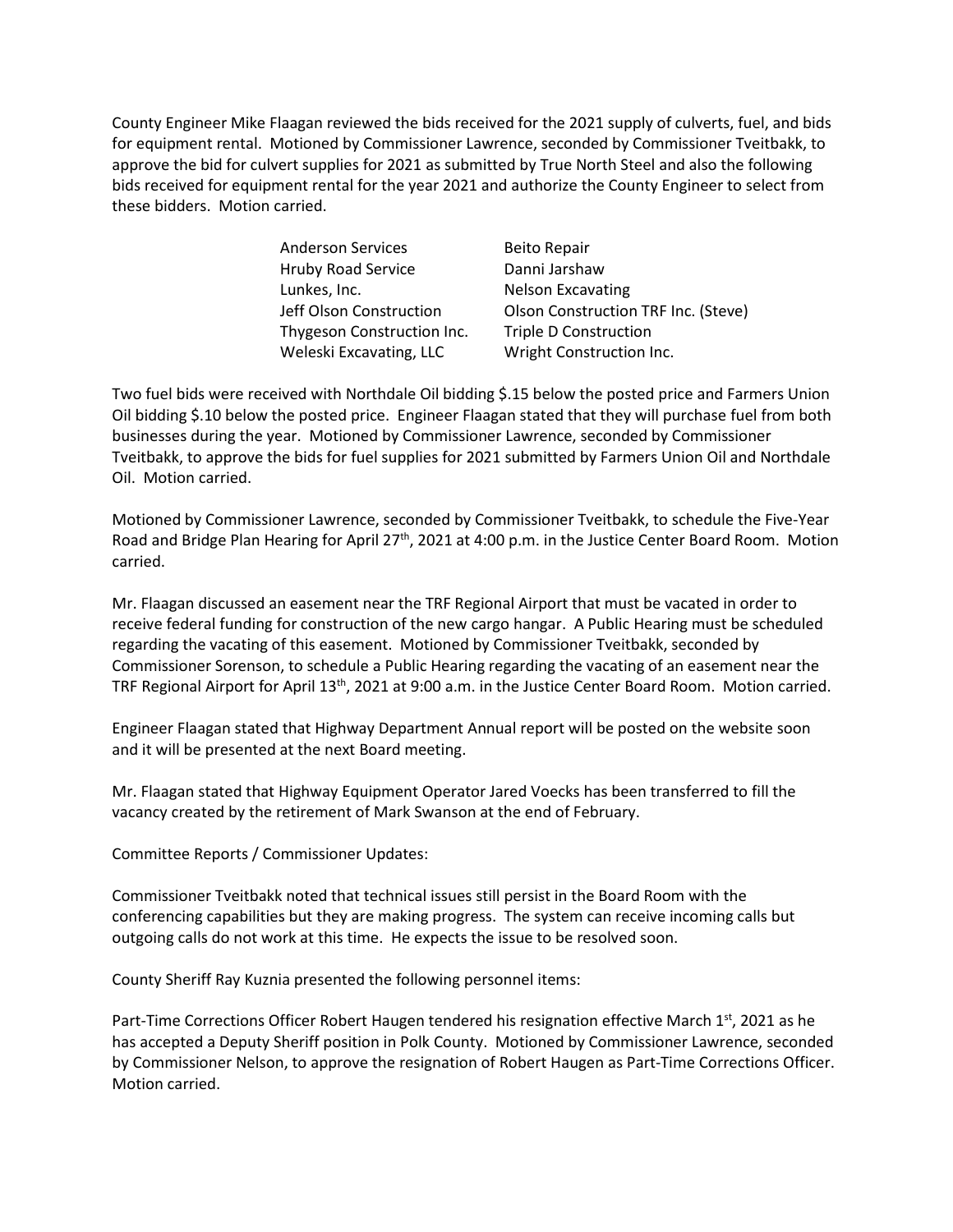County Engineer Mike Flaagan reviewed the bids received for the 2021 supply of culverts, fuel, and bids for equipment rental. Motioned by Commissioner Lawrence, seconded by Commissioner Tveitbakk, to approve the bid for culvert supplies for 2021 as submitted by True North Steel and also the following bids received for equipment rental for the year 2021 and authorize the County Engineer to select from these bidders. Motion carried.

| | |
|---|---|
| Anderson Services | Beito Repair |
| Hruby Road Service | Danni Jarshaw |
| Lunkes, Inc. | Nelson Excavating |
| Jeff Olson Construction | Olson Construction TRF Inc. (Steve) |
| Thygeson Construction Inc. | Triple D Construction |
| Weleski Excavating, LLC | Wright Construction Inc. |

Two fuel bids were received with Northdale Oil bidding $.15 below the posted price and Farmers Union Oil bidding $.10 below the posted price. Engineer Flaagan stated that they will purchase fuel from both businesses during the year. Motioned by Commissioner Lawrence, seconded by Commissioner Tveitbakk, to approve the bids for fuel supplies for 2021 submitted by Farmers Union Oil and Northdale Oil. Motion carried.

Motioned by Commissioner Lawrence, seconded by Commissioner Tveitbakk, to schedule the Five-Year Road and Bridge Plan Hearing for April 27th, 2021 at 4:00 p.m. in the Justice Center Board Room. Motion carried.

Mr. Flaagan discussed an easement near the TRF Regional Airport that must be vacated in order to receive federal funding for construction of the new cargo hangar. A Public Hearing must be scheduled regarding the vacating of this easement. Motioned by Commissioner Tveitbakk, seconded by Commissioner Sorenson, to schedule a Public Hearing regarding the vacating of an easement near the TRF Regional Airport for April 13th, 2021 at 9:00 a.m. in the Justice Center Board Room. Motion carried.

Engineer Flaagan stated that Highway Department Annual report will be posted on the website soon and it will be presented at the next Board meeting.

Mr. Flaagan stated that Highway Equipment Operator Jared Voecks has been transferred to fill the vacancy created by the retirement of Mark Swanson at the end of February.

Committee Reports / Commissioner Updates:

Commissioner Tveitbakk noted that technical issues still persist in the Board Room with the conferencing capabilities but they are making progress. The system can receive incoming calls but outgoing calls do not work at this time. He expects the issue to be resolved soon.

County Sheriff Ray Kuznia presented the following personnel items:

Part-Time Corrections Officer Robert Haugen tendered his resignation effective March 1st, 2021 as he has accepted a Deputy Sheriff position in Polk County. Motioned by Commissioner Lawrence, seconded by Commissioner Nelson, to approve the resignation of Robert Haugen as Part-Time Corrections Officer. Motion carried.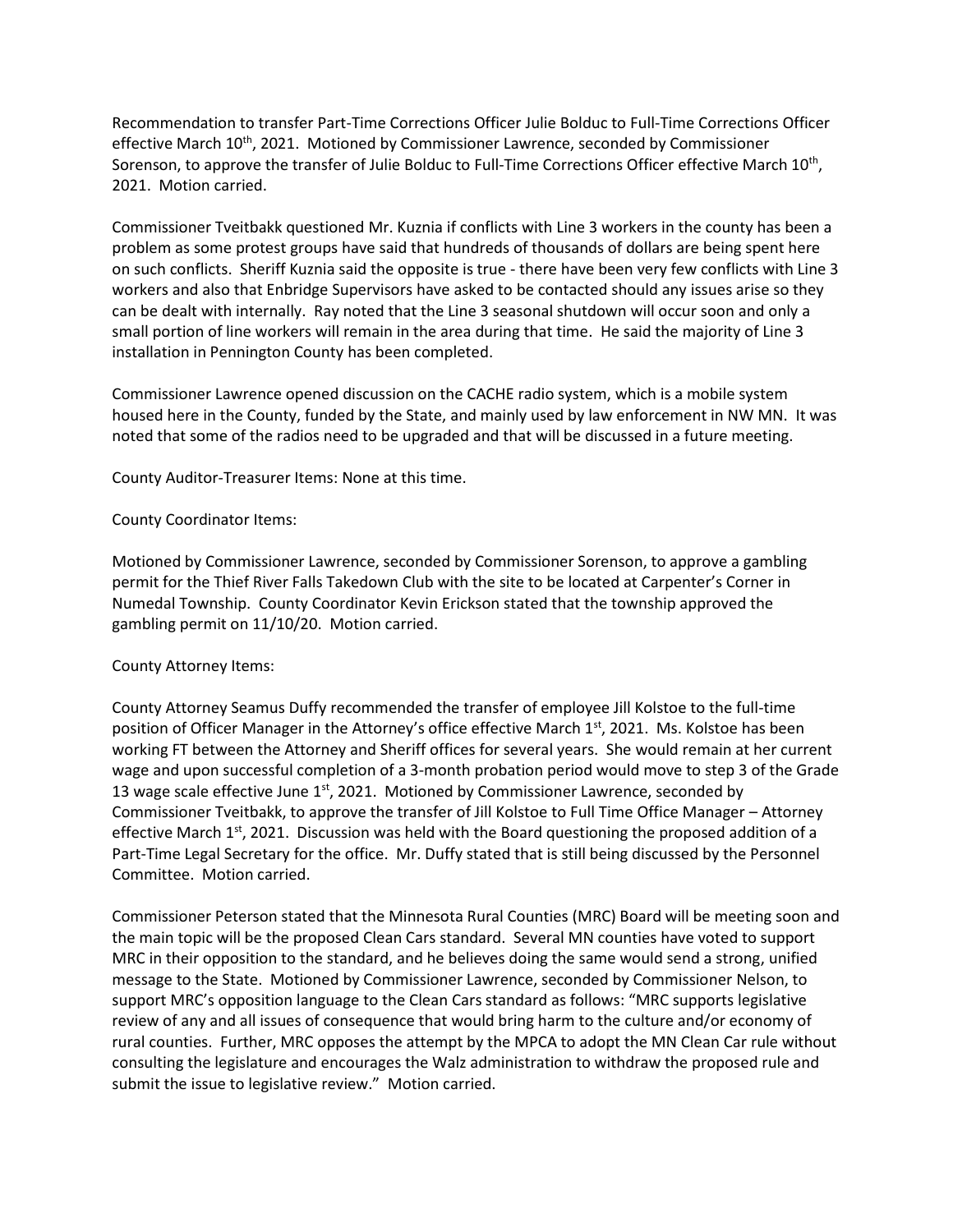Recommendation to transfer Part-Time Corrections Officer Julie Bolduc to Full-Time Corrections Officer effective March 10th, 2021. Motioned by Commissioner Lawrence, seconded by Commissioner Sorenson, to approve the transfer of Julie Bolduc to Full-Time Corrections Officer effective March 10th, 2021. Motion carried.

Commissioner Tveitbakk questioned Mr. Kuznia if conflicts with Line 3 workers in the county has been a problem as some protest groups have said that hundreds of thousands of dollars are being spent here on such conflicts. Sheriff Kuznia said the opposite is true - there have been very few conflicts with Line 3 workers and also that Enbridge Supervisors have asked to be contacted should any issues arise so they can be dealt with internally. Ray noted that the Line 3 seasonal shutdown will occur soon and only a small portion of line workers will remain in the area during that time. He said the majority of Line 3 installation in Pennington County has been completed.

Commissioner Lawrence opened discussion on the CACHE radio system, which is a mobile system housed here in the County, funded by the State, and mainly used by law enforcement in NW MN. It was noted that some of the radios need to be upgraded and that will be discussed in a future meeting.

County Auditor-Treasurer Items: None at this time.

County Coordinator Items:

Motioned by Commissioner Lawrence, seconded by Commissioner Sorenson, to approve a gambling permit for the Thief River Falls Takedown Club with the site to be located at Carpenter's Corner in Numedal Township. County Coordinator Kevin Erickson stated that the township approved the gambling permit on 11/10/20. Motion carried.

County Attorney Items:

County Attorney Seamus Duffy recommended the transfer of employee Jill Kolstoe to the full-time position of Officer Manager in the Attorney's office effective March 1st, 2021. Ms. Kolstoe has been working FT between the Attorney and Sheriff offices for several years. She would remain at her current wage and upon successful completion of a 3-month probation period would move to step 3 of the Grade 13 wage scale effective June 1st, 2021. Motioned by Commissioner Lawrence, seconded by Commissioner Tveitbakk, to approve the transfer of Jill Kolstoe to Full Time Office Manager – Attorney effective March 1st, 2021. Discussion was held with the Board questioning the proposed addition of a Part-Time Legal Secretary for the office. Mr. Duffy stated that is still being discussed by the Personnel Committee. Motion carried.

Commissioner Peterson stated that the Minnesota Rural Counties (MRC) Board will be meeting soon and the main topic will be the proposed Clean Cars standard. Several MN counties have voted to support MRC in their opposition to the standard, and he believes doing the same would send a strong, unified message to the State. Motioned by Commissioner Lawrence, seconded by Commissioner Nelson, to support MRC's opposition language to the Clean Cars standard as follows: "MRC supports legislative review of any and all issues of consequence that would bring harm to the culture and/or economy of rural counties. Further, MRC opposes the attempt by the MPCA to adopt the MN Clean Car rule without consulting the legislature and encourages the Walz administration to withdraw the proposed rule and submit the issue to legislative review." Motion carried.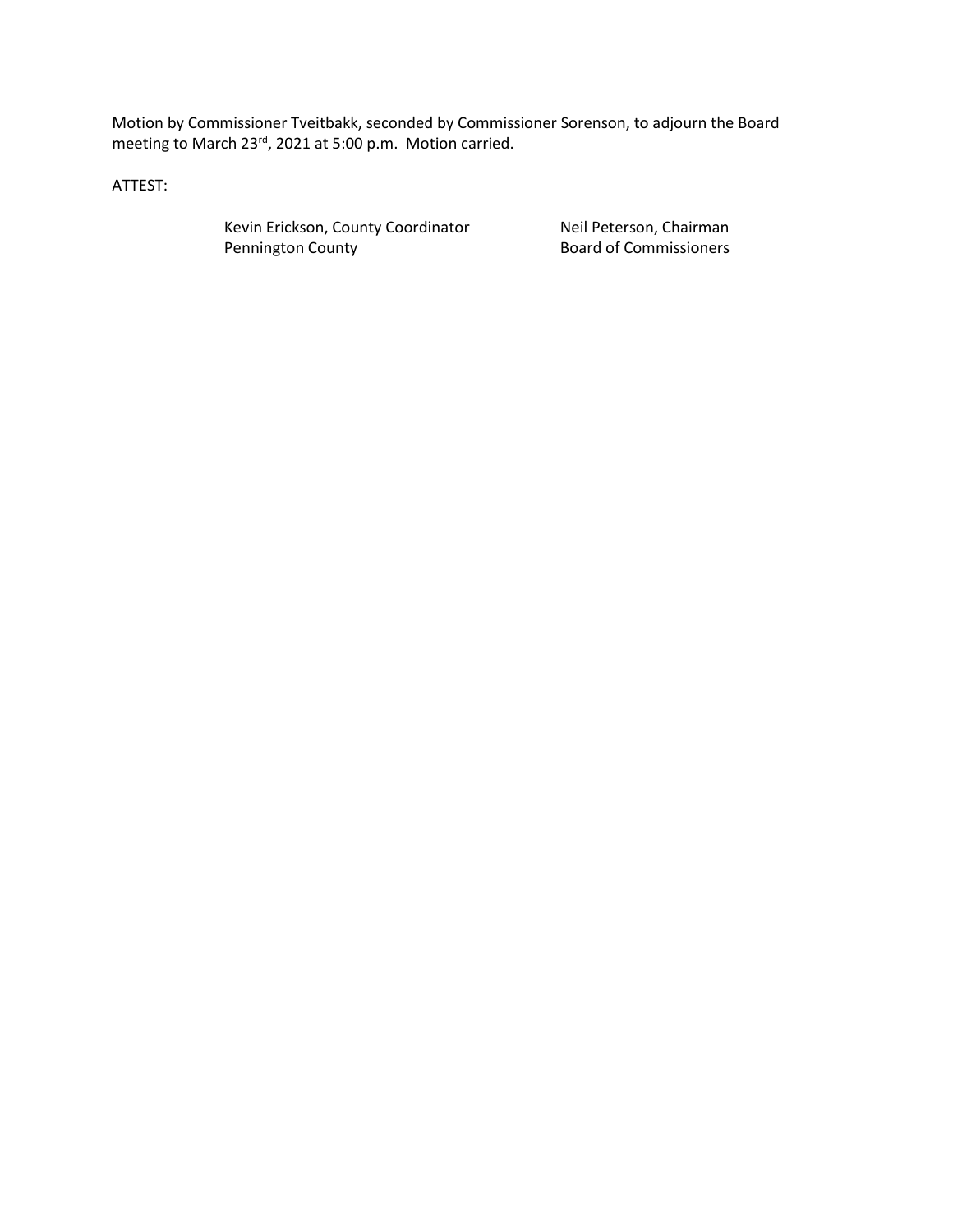Motion by Commissioner Tveitbakk, seconded by Commissioner Sorenson, to adjourn the Board meeting to March 23rd, 2021 at 5:00 p.m. Motion carried.

ATTEST:

| | |
|---|---|
| Kevin Erickson, County Coordinator | Neil Peterson, Chairman |
| Pennington County | Board of Commissioners |